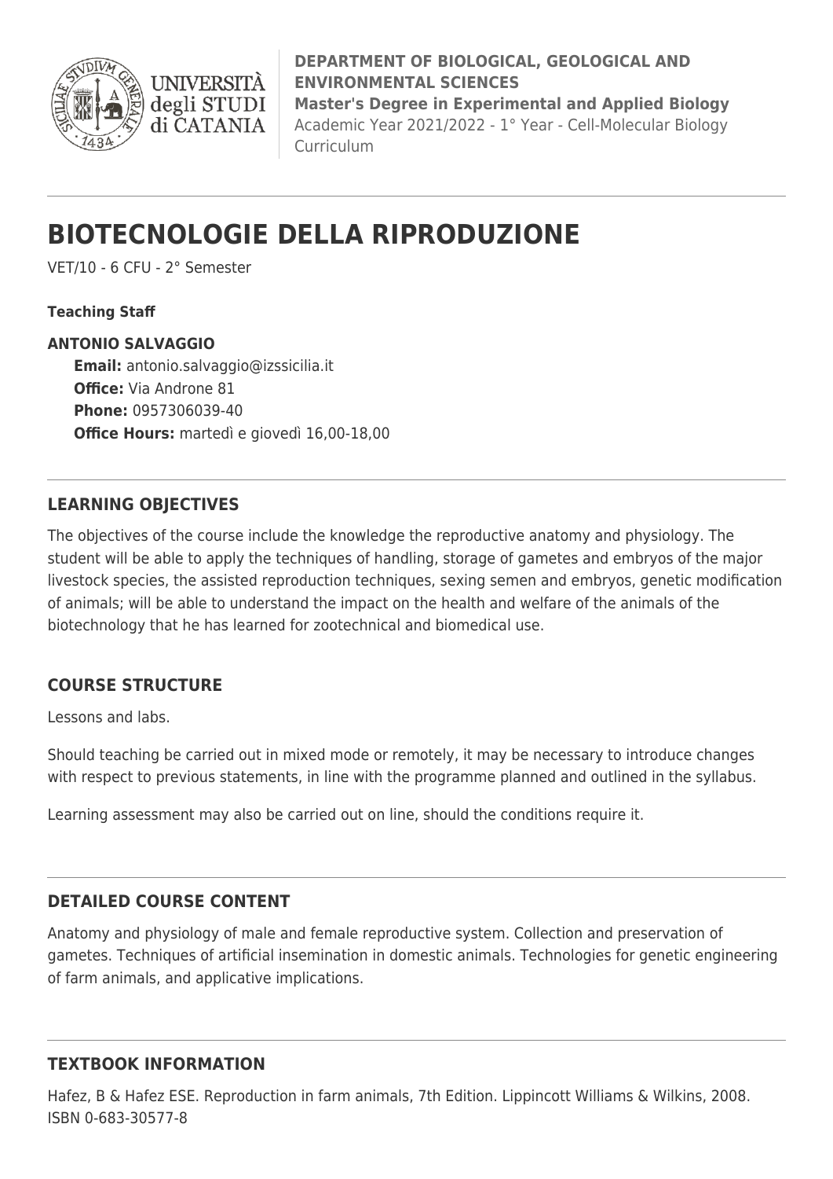**DEPARTMENT OF BIOLOGICAL, GEOLOGICAL AND ENVIRONMENTAL SCIENCES**
**Master's Degree in Experimental and Applied Biology**
Academic Year 2021/2022 - 1° Year - Cell-Molecular Biology Curriculum

# BIOTECNOLOGIE DELLA RIPRODUZIONE

VET/10 - 6 CFU - 2° Semester

**Teaching Staff**

**ANTONIO SALVAGGIO**
**Email:** antonio.salvaggio@izssicilia.it
**Office:** Via Androne 81
**Phone:** 0957306039-40
**Office Hours:** martedì e giovedì 16,00-18,00

## LEARNING OBJECTIVES

The objectives of the course include the knowledge the reproductive anatomy and physiology. The student will be able to apply the techniques of handling, storage of gametes and embryos of the major livestock species, the assisted reproduction techniques, sexing semen and embryos, genetic modification of animals; will be able to understand the impact on the health and welfare of the animals of the biotechnology that he has learned for zootechnical and biomedical use.

## COURSE STRUCTURE

Lessons and labs.

Should teaching be carried out in mixed mode or remotely, it may be necessary to introduce changes with respect to previous statements, in line with the programme planned and outlined in the syllabus.

Learning assessment may also be carried out on line, should the conditions require it.

## DETAILED COURSE CONTENT

Anatomy and physiology of male and female reproductive system. Collection and preservation of gametes. Techniques of artificial insemination in domestic animals. Technologies for genetic engineering of farm animals, and applicative implications.

## TEXTBOOK INFORMATION

Hafez, B & Hafez ESE. Reproduction in farm animals, 7th Edition. Lippincott Williams & Wilkins, 2008. ISBN 0-683-30577-8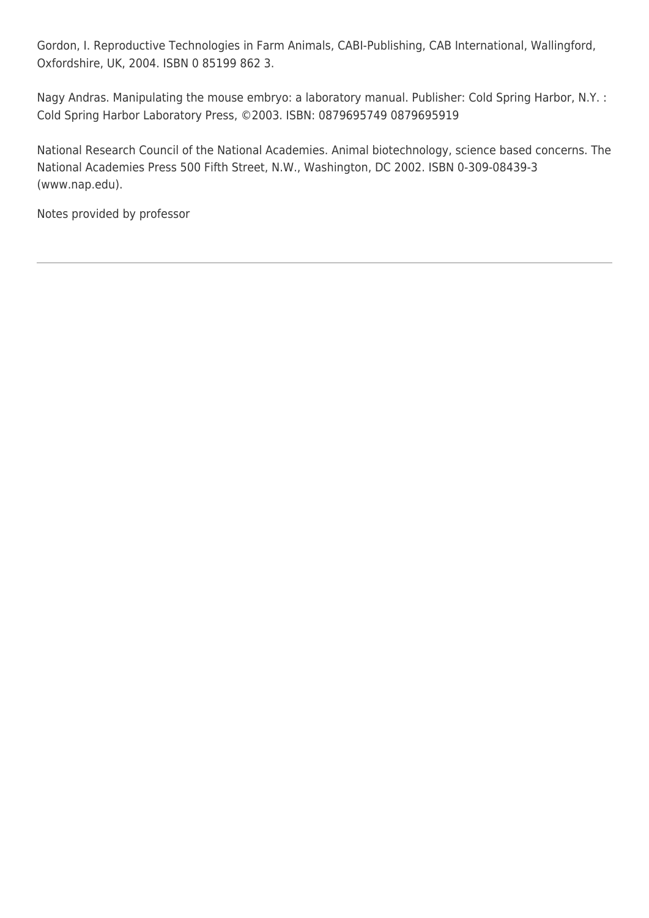Gordon, I. Reproductive Technologies in Farm Animals, CABI-Publishing, CAB International, Wallingford, Oxfordshire, UK, 2004. ISBN 0 85199 862 3.

Nagy Andras. Manipulating the mouse embryo: a laboratory manual. Publisher: Cold Spring Harbor, N.Y. : Cold Spring Harbor Laboratory Press, ©2003. ISBN: 0879695749 0879695919

National Research Council of the National Academies. Animal biotechnology, science based concerns. The National Academies Press 500 Fifth Street, N.W., Washington, DC 2002. ISBN 0-309-08439-3 (www.nap.edu).

Notes provided by professor

---